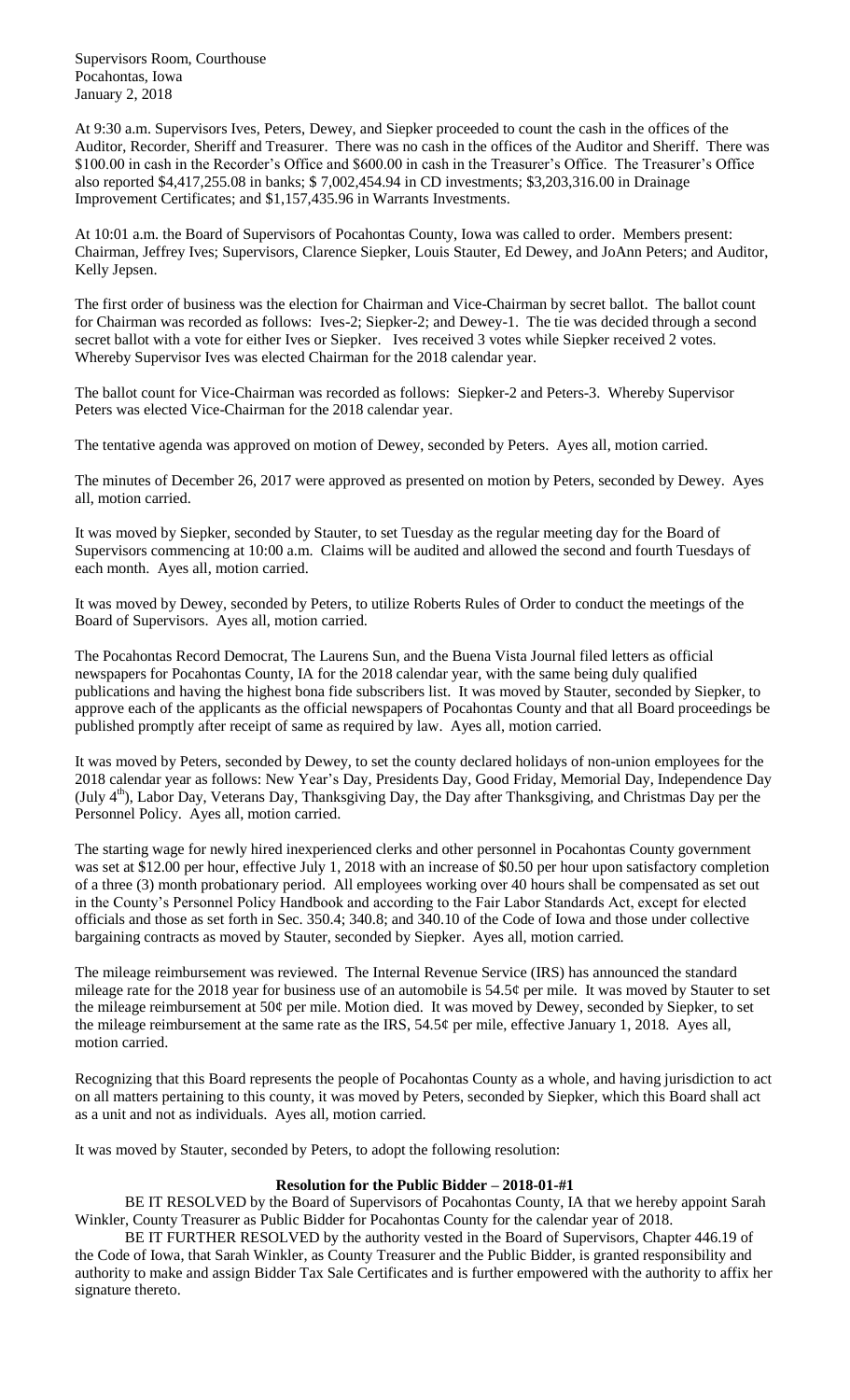Supervisors Room, Courthouse
Pocahontas, Iowa
January 2, 2018

At 9:30 a.m. Supervisors Ives, Peters, Dewey, and Siepker proceeded to count the cash in the offices of the Auditor, Recorder, Sheriff and Treasurer. There was no cash in the offices of the Auditor and Sheriff. There was $100.00 in cash in the Recorder's Office and $600.00 in cash in the Treasurer's Office. The Treasurer's Office also reported $4,417,255.08 in banks; $ 7,002,454.94 in CD investments; $3,203,316.00 in Drainage Improvement Certificates; and $1,157,435.96 in Warrants Investments.

At 10:01 a.m. the Board of Supervisors of Pocahontas County, Iowa was called to order. Members present: Chairman, Jeffrey Ives; Supervisors, Clarence Siepker, Louis Stauter, Ed Dewey, and JoAnn Peters; and Auditor, Kelly Jepsen.

The first order of business was the election for Chairman and Vice-Chairman by secret ballot. The ballot count for Chairman was recorded as follows: Ives-2; Siepker-2; and Dewey-1. The tie was decided through a second secret ballot with a vote for either Ives or Siepker. Ives received 3 votes while Siepker received 2 votes. Whereby Supervisor Ives was elected Chairman for the 2018 calendar year.

The ballot count for Vice-Chairman was recorded as follows: Siepker-2 and Peters-3. Whereby Supervisor Peters was elected Vice-Chairman for the 2018 calendar year.

The tentative agenda was approved on motion of Dewey, seconded by Peters. Ayes all, motion carried.

The minutes of December 26, 2017 were approved as presented on motion by Peters, seconded by Dewey. Ayes all, motion carried.

It was moved by Siepker, seconded by Stauter, to set Tuesday as the regular meeting day for the Board of Supervisors commencing at 10:00 a.m. Claims will be audited and allowed the second and fourth Tuesdays of each month. Ayes all, motion carried.

It was moved by Dewey, seconded by Peters, to utilize Roberts Rules of Order to conduct the meetings of the Board of Supervisors. Ayes all, motion carried.

The Pocahontas Record Democrat, The Laurens Sun, and the Buena Vista Journal filed letters as official newspapers for Pocahontas County, IA for the 2018 calendar year, with the same being duly qualified publications and having the highest bona fide subscribers list. It was moved by Stauter, seconded by Siepker, to approve each of the applicants as the official newspapers of Pocahontas County and that all Board proceedings be published promptly after receipt of same as required by law. Ayes all, motion carried.

It was moved by Peters, seconded by Dewey, to set the county declared holidays of non-union employees for the 2018 calendar year as follows: New Year's Day, Presidents Day, Good Friday, Memorial Day, Independence Day (July 4th), Labor Day, Veterans Day, Thanksgiving Day, the Day after Thanksgiving, and Christmas Day per the Personnel Policy. Ayes all, motion carried.

The starting wage for newly hired inexperienced clerks and other personnel in Pocahontas County government was set at $12.00 per hour, effective July 1, 2018 with an increase of $0.50 per hour upon satisfactory completion of a three (3) month probationary period. All employees working over 40 hours shall be compensated as set out in the County's Personnel Policy Handbook and according to the Fair Labor Standards Act, except for elected officials and those as set forth in Sec. 350.4; 340.8; and 340.10 of the Code of Iowa and those under collective bargaining contracts as moved by Stauter, seconded by Siepker. Ayes all, motion carried.

The mileage reimbursement was reviewed. The Internal Revenue Service (IRS) has announced the standard mileage rate for the 2018 year for business use of an automobile is 54.5¢ per mile. It was moved by Stauter to set the mileage reimbursement at 50¢ per mile. Motion died. It was moved by Dewey, seconded by Siepker, to set the mileage reimbursement at the same rate as the IRS, 54.5¢ per mile, effective January 1, 2018. Ayes all, motion carried.

Recognizing that this Board represents the people of Pocahontas County as a whole, and having jurisdiction to act on all matters pertaining to this county, it was moved by Peters, seconded by Siepker, which this Board shall act as a unit and not as individuals. Ayes all, motion carried.

It was moved by Stauter, seconded by Peters, to adopt the following resolution:

**Resolution for the Public Bidder – 2018-01-#1**

BE IT RESOLVED by the Board of Supervisors of Pocahontas County, IA that we hereby appoint Sarah Winkler, County Treasurer as Public Bidder for Pocahontas County for the calendar year of 2018.

BE IT FURTHER RESOLVED by the authority vested in the Board of Supervisors, Chapter 446.19 of the Code of Iowa, that Sarah Winkler, as County Treasurer and the Public Bidder, is granted responsibility and authority to make and assign Bidder Tax Sale Certificates and is further empowered with the authority to affix her signature thereto.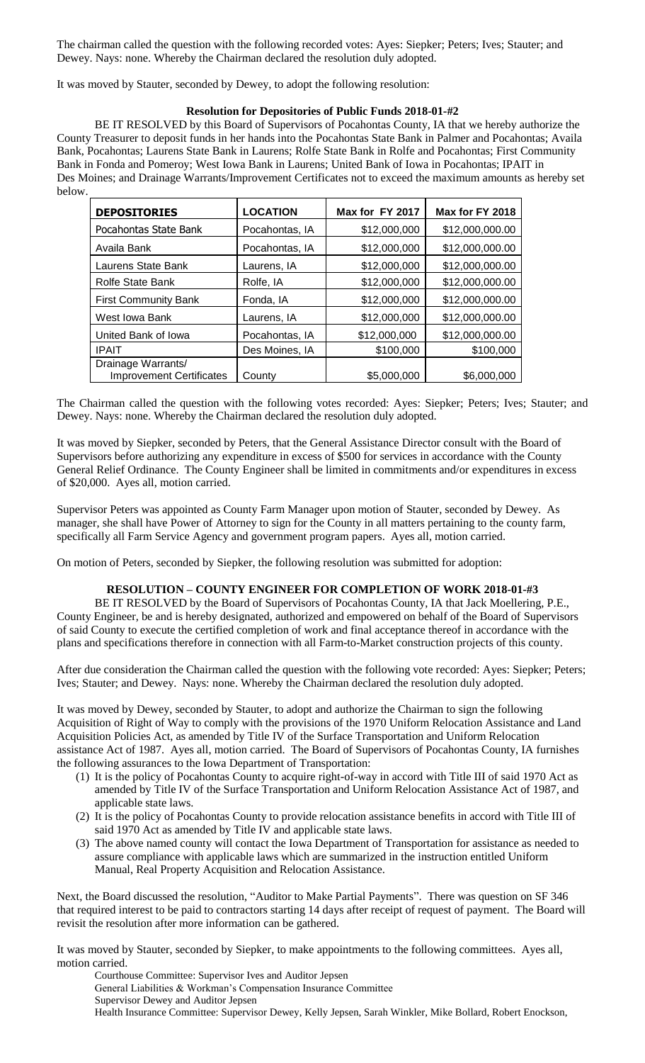The chairman called the question with the following recorded votes: Ayes: Siepker; Peters; Ives; Stauter; and Dewey. Nays: none. Whereby the Chairman declared the resolution duly adopted.

It was moved by Stauter, seconded by Dewey, to adopt the following resolution:

**Resolution for Depositories of Public Funds 2018-01-#2**

BE IT RESOLVED by this Board of Supervisors of Pocahontas County, IA that we hereby authorize the County Treasurer to deposit funds in her hands into the Pocahontas State Bank in Palmer and Pocahontas; Availa Bank, Pocahontas; Laurens State Bank in Laurens; Rolfe State Bank in Rolfe and Pocahontas; First Community Bank in Fonda and Pomeroy; West Iowa Bank in Laurens; United Bank of Iowa in Pocahontas; IPAIT in Des Moines; and Drainage Warrants/Improvement Certificates not to exceed the maximum amounts as hereby set below.

| DEPOSITORIES | LOCATION | Max for FY 2017 | Max for FY 2018 |
|---|---|---|---|
| Pocahontas State Bank | Pocahontas, IA | $12,000,000 | $12,000,000.00 |
| Availa Bank | Pocahontas, IA | $12,000,000 | $12,000,000.00 |
| Laurens State Bank | Laurens, IA | $12,000,000 | $12,000,000.00 |
| Rolfe State Bank | Rolfe, IA | $12,000,000 | $12,000,000.00 |
| First Community Bank | Fonda, IA | $12,000,000 | $12,000,000.00 |
| West Iowa Bank | Laurens, IA | $12,000,000 | $12,000,000.00 |
| United Bank of Iowa | Pocahontas, IA | $12,000,000 | $12,000,000.00 |
| IPAIT | Des Moines, IA | $100,000 | $100,000 |
| Drainage Warrants/ Improvement Certificates | County | $5,000,000 | $6,000,000 |

The Chairman called the question with the following votes recorded: Ayes: Siepker; Peters; Ives; Stauter; and Dewey. Nays: none. Whereby the Chairman declared the resolution duly adopted.

It was moved by Siepker, seconded by Peters, that the General Assistance Director consult with the Board of Supervisors before authorizing any expenditure in excess of $500 for services in accordance with the County General Relief Ordinance. The County Engineer shall be limited in commitments and/or expenditures in excess of $20,000. Ayes all, motion carried.

Supervisor Peters was appointed as County Farm Manager upon motion of Stauter, seconded by Dewey. As manager, she shall have Power of Attorney to sign for the County in all matters pertaining to the county farm, specifically all Farm Service Agency and government program papers. Ayes all, motion carried.

On motion of Peters, seconded by Siepker, the following resolution was submitted for adoption:

**RESOLUTION – COUNTY ENGINEER FOR COMPLETION OF WORK 2018-01-#3**

BE IT RESOLVED by the Board of Supervisors of Pocahontas County, IA that Jack Moellering, P.E., County Engineer, be and is hereby designated, authorized and empowered on behalf of the Board of Supervisors of said County to execute the certified completion of work and final acceptance thereof in accordance with the plans and specifications therefore in connection with all Farm-to-Market construction projects of this county.

After due consideration the Chairman called the question with the following vote recorded: Ayes: Siepker; Peters; Ives; Stauter; and Dewey. Nays: none. Whereby the Chairman declared the resolution duly adopted.

It was moved by Dewey, seconded by Stauter, to adopt and authorize the Chairman to sign the following Acquisition of Right of Way to comply with the provisions of the 1970 Uniform Relocation Assistance and Land Acquisition Policies Act, as amended by Title IV of the Surface Transportation and Uniform Relocation assistance Act of 1987. Ayes all, motion carried. The Board of Supervisors of Pocahontas County, IA furnishes the following assurances to the Iowa Department of Transportation:

1. It is the policy of Pocahontas County to acquire right-of-way in accord with Title III of said 1970 Act as amended by Title IV of the Surface Transportation and Uniform Relocation Assistance Act of 1987, and applicable state laws.
2. It is the policy of Pocahontas County to provide relocation assistance benefits in accord with Title III of said 1970 Act as amended by Title IV and applicable state laws.
3. The above named county will contact the Iowa Department of Transportation for assistance as needed to assure compliance with applicable laws which are summarized in the instruction entitled Uniform Manual, Real Property Acquisition and Relocation Assistance.

Next, the Board discussed the resolution, "Auditor to Make Partial Payments". There was question on SF 346 that required interest to be paid to contractors starting 14 days after receipt of request of payment. The Board will revisit the resolution after more information can be gathered.

It was moved by Stauter, seconded by Siepker, to make appointments to the following committees. Ayes all, motion carried.

Courthouse Committee: Supervisor Ives and Auditor Jepsen
General Liabilities & Workman's Compensation Insurance Committee
Supervisor Dewey and Auditor Jepsen
Health Insurance Committee: Supervisor Dewey, Kelly Jepsen, Sarah Winkler, Mike Bollard, Robert Enockson,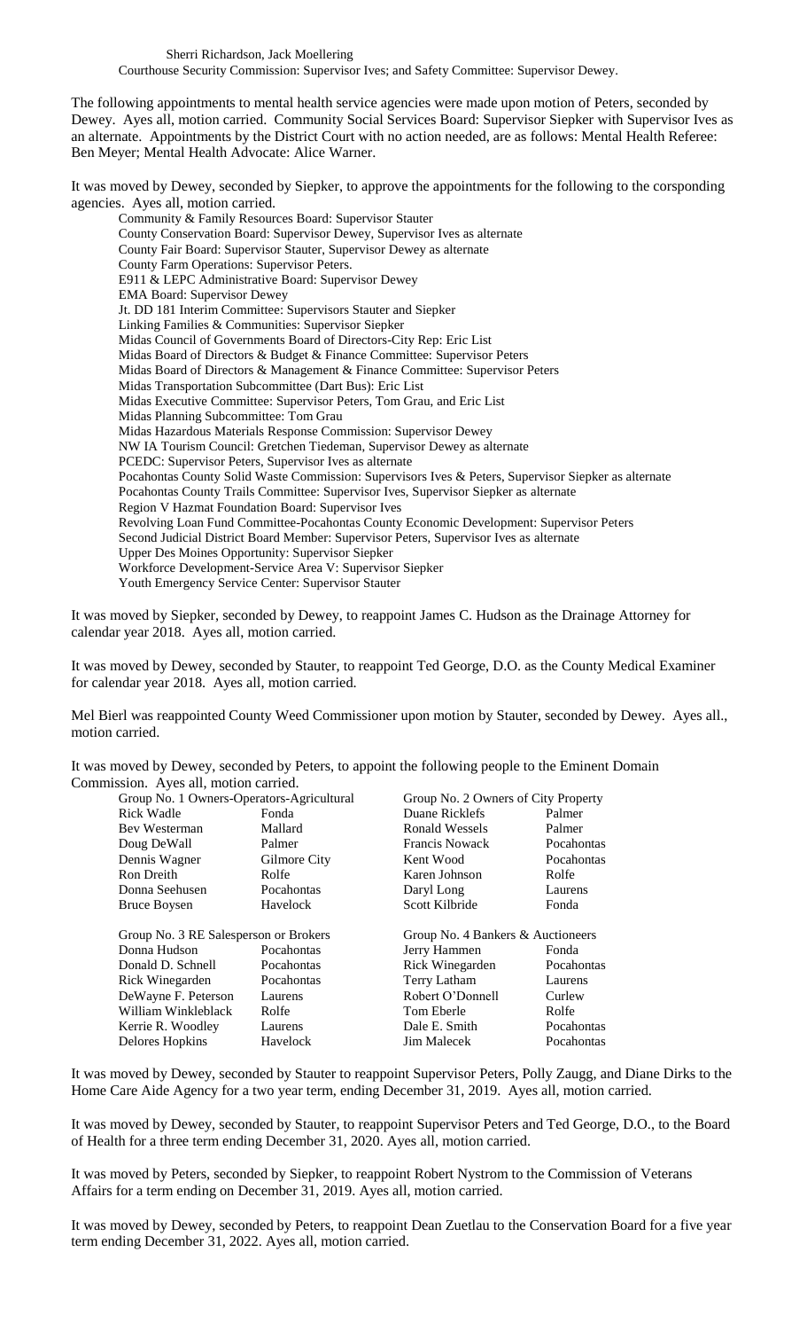Sherri Richardson, Jack Moellering

Courthouse Security Commission: Supervisor Ives; and Safety Committee: Supervisor Dewey.

The following appointments to mental health service agencies were made upon motion of Peters, seconded by Dewey. Ayes all, motion carried. Community Social Services Board: Supervisor Siepker with Supervisor Ives as an alternate. Appointments by the District Court with no action needed, are as follows: Mental Health Referee: Ben Meyer; Mental Health Advocate: Alice Warner.

It was moved by Dewey, seconded by Siepker, to approve the appointments for the following to the corsponding agencies. Ayes all, motion carried.

Community & Family Resources Board: Supervisor Stauter
County Conservation Board: Supervisor Dewey, Supervisor Ives as alternate
County Fair Board: Supervisor Stauter, Supervisor Dewey as alternate
County Farm Operations: Supervisor Peters.
E911 & LEPC Administrative Board: Supervisor Dewey
EMA Board: Supervisor Dewey
Jt. DD 181 Interim Committee: Supervisors Stauter and Siepker
Linking Families & Communities: Supervisor Siepker
Midas Council of Governments Board of Directors-City Rep: Eric List
Midas Board of Directors & Budget & Finance Committee: Supervisor Peters
Midas Board of Directors & Management & Finance Committee: Supervisor Peters
Midas Transportation Subcommittee (Dart Bus): Eric List
Midas Executive Committee: Supervisor Peters, Tom Grau, and Eric List
Midas Planning Subcommittee: Tom Grau
Midas Hazardous Materials Response Commission: Supervisor Dewey
NW IA Tourism Council: Gretchen Tiedeman, Supervisor Dewey as alternate
PCEDC: Supervisor Peters, Supervisor Ives as alternate
Pocahontas County Solid Waste Commission: Supervisors Ives & Peters, Supervisor Siepker as alternate
Pocahontas County Trails Committee: Supervisor Ives, Supervisor Siepker as alternate
Region V Hazmat Foundation Board: Supervisor Ives
Revolving Loan Fund Committee-Pocahontas County Economic Development: Supervisor Peters
Second Judicial District Board Member: Supervisor Peters, Supervisor Ives as alternate
Upper Des Moines Opportunity: Supervisor Siepker
Workforce Development-Service Area V: Supervisor Siepker
Youth Emergency Service Center: Supervisor Stauter

It was moved by Siepker, seconded by Dewey, to reappoint James C. Hudson as the Drainage Attorney for calendar year 2018. Ayes all, motion carried.

It was moved by Dewey, seconded by Stauter, to reappoint Ted George, D.O. as the County Medical Examiner for calendar year 2018. Ayes all, motion carried.

Mel Bierl was reappointed County Weed Commissioner upon motion by Stauter, seconded by Dewey. Ayes all., motion carried.

It was moved by Dewey, seconded by Peters, to appoint the following people to the Eminent Domain Commission. Ayes all, motion carried.

| Group No. 1 Owners-Operators-Agricultural | | Group No. 2 Owners of City Property | |
|---|---|---|---|
| Rick Wadle | Fonda | Duane Ricklefs | Palmer |
| Bev Westerman | Mallard | Ronald Wessels | Palmer |
| Doug DeWall | Palmer | Francis Nowack | Pocahontas |
| Dennis Wagner | Gilmore City | Kent Wood | Pocahontas |
| Ron Dreith | Rolfe | Karen Johnson | Rolfe |
| Donna Seehusen | Pocahontas | Daryl Long | Laurens |
| Bruce Boysen | Havelock | Scott Kilbride | Fonda |

| Group No. 3 RE Salesperson or Brokers | | Group No. 4 Bankers & Auctioneers | |
|---|---|---|---|
| Donna Hudson | Pocahontas | Jerry Hammen | Fonda |
| Donald D. Schnell | Pocahontas | Rick Winegarden | Pocahontas |
| Rick Winegarden | Pocahontas | Terry Latham | Laurens |
| DeWayne F. Peterson | Laurens | Robert O'Donnell | Curlew |
| William Winkleblack | Rolfe | Tom Eberle | Rolfe |
| Kerrie R. Woodley | Laurens | Dale E. Smith | Pocahontas |
| Delores Hopkins | Havelock | Jim Malecek | Pocahontas |

It was moved by Dewey, seconded by Stauter to reappoint Supervisor Peters, Polly Zaugg, and Diane Dirks to the Home Care Aide Agency for a two year term, ending December 31, 2019. Ayes all, motion carried.

It was moved by Dewey, seconded by Stauter, to reappoint Supervisor Peters and Ted George, D.O., to the Board of Health for a three term ending December 31, 2020. Ayes all, motion carried.

It was moved by Peters, seconded by Siepker, to reappoint Robert Nystrom to the Commission of Veterans Affairs for a term ending on December 31, 2019. Ayes all, motion carried.

It was moved by Dewey, seconded by Peters, to reappoint Dean Zuetlau to the Conservation Board for a five year term ending December 31, 2022. Ayes all, motion carried.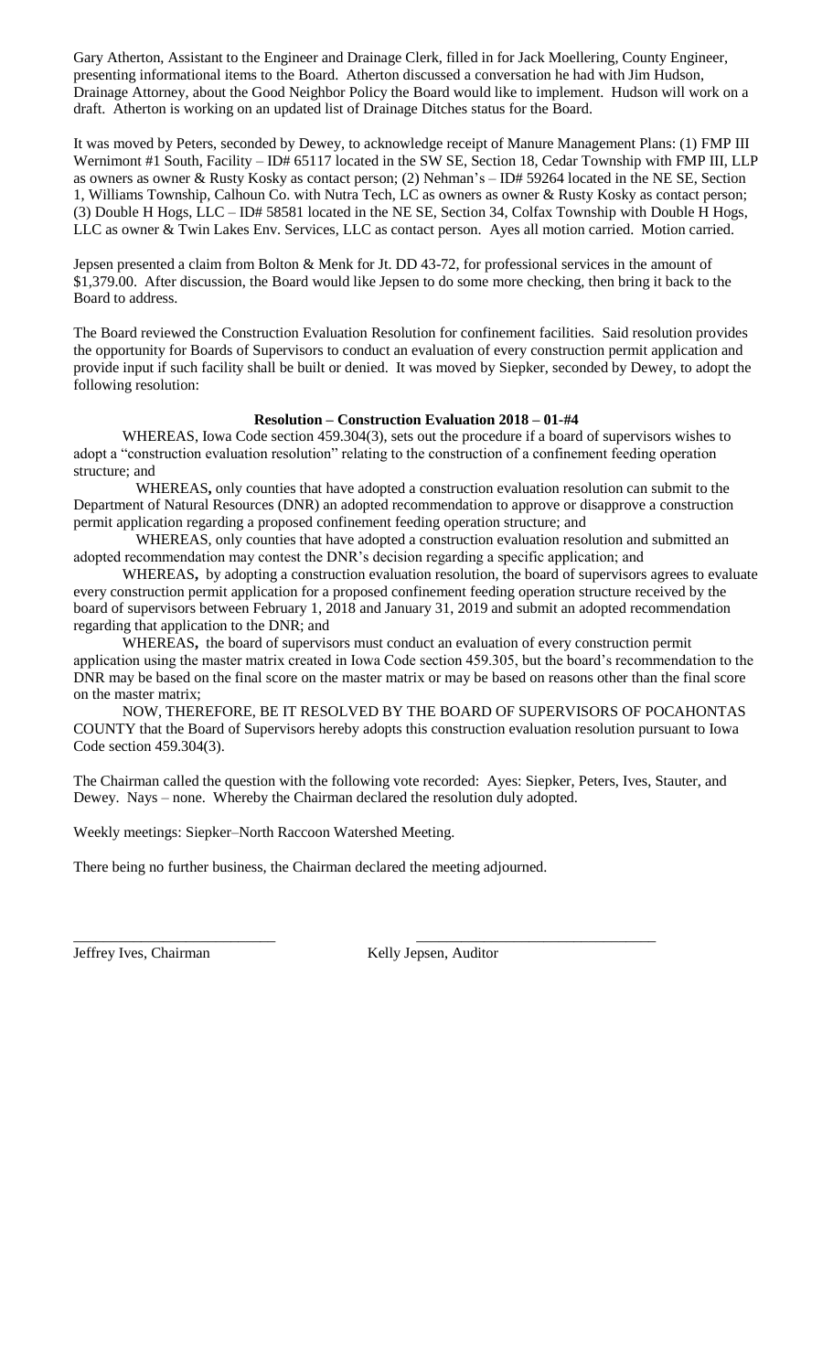Gary Atherton, Assistant to the Engineer and Drainage Clerk, filled in for Jack Moellering, County Engineer, presenting informational items to the Board. Atherton discussed a conversation he had with Jim Hudson, Drainage Attorney, about the Good Neighbor Policy the Board would like to implement. Hudson will work on a draft. Atherton is working on an updated list of Drainage Ditches status for the Board.

It was moved by Peters, seconded by Dewey, to acknowledge receipt of Manure Management Plans: (1) FMP III Wernimont #1 South, Facility – ID# 65117 located in the SW SE, Section 18, Cedar Township with FMP III, LLP as owners as owner & Rusty Kosky as contact person; (2) Nehman's – ID# 59264 located in the NE SE, Section 1, Williams Township, Calhoun Co. with Nutra Tech, LC as owners as owner & Rusty Kosky as contact person; (3) Double H Hogs, LLC – ID# 58581 located in the NE SE, Section 34, Colfax Township with Double H Hogs, LLC as owner & Twin Lakes Env. Services, LLC as contact person. Ayes all motion carried. Motion carried.

Jepsen presented a claim from Bolton & Menk for Jt. DD 43-72, for professional services in the amount of $1,379.00. After discussion, the Board would like Jepsen to do some more checking, then bring it back to the Board to address.

The Board reviewed the Construction Evaluation Resolution for confinement facilities. Said resolution provides the opportunity for Boards of Supervisors to conduct an evaluation of every construction permit application and provide input if such facility shall be built or denied. It was moved by Siepker, seconded by Dewey, to adopt the following resolution:

**Resolution – Construction Evaluation 2018 – 01-#4**

WHEREAS, Iowa Code section 459.304(3), sets out the procedure if a board of supervisors wishes to adopt a "construction evaluation resolution" relating to the construction of a confinement feeding operation structure; and

WHEREAS**,** only counties that have adopted a construction evaluation resolution can submit to the Department of Natural Resources (DNR) an adopted recommendation to approve or disapprove a construction permit application regarding a proposed confinement feeding operation structure; and

WHEREAS, only counties that have adopted a construction evaluation resolution and submitted an adopted recommendation may contest the DNR's decision regarding a specific application; and

WHEREAS**,** by adopting a construction evaluation resolution, the board of supervisors agrees to evaluate every construction permit application for a proposed confinement feeding operation structure received by the board of supervisors between February 1, 2018 and January 31, 2019 and submit an adopted recommendation regarding that application to the DNR; and

WHEREAS**,** the board of supervisors must conduct an evaluation of every construction permit application using the master matrix created in Iowa Code section 459.305, but the board's recommendation to the DNR may be based on the final score on the master matrix or may be based on reasons other than the final score on the master matrix;

NOW, THEREFORE, BE IT RESOLVED BY THE BOARD OF SUPERVISORS OF POCAHONTAS COUNTY that the Board of Supervisors hereby adopts this construction evaluation resolution pursuant to Iowa Code section 459.304(3).

The Chairman called the question with the following vote recorded: Ayes: Siepker, Peters, Ives, Stauter, and Dewey. Nays – none. Whereby the Chairman declared the resolution duly adopted.

Weekly meetings: Siepker–North Raccoon Watershed Meeting.

There being no further business, the Chairman declared the meeting adjourned.

\_\_\_\_\_\_\_\_\_\_\_\_\_\_\_\_\_\_\_\_\_\_\_\_\_\_\_ \_\_\_\_\_\_\_\_\_\_\_\_\_\_\_\_\_\_\_\_\_\_\_\_\_\_\_\_\_\_\_\_

Jeffrey Ives, Chairman Kelly Jepsen, Auditor